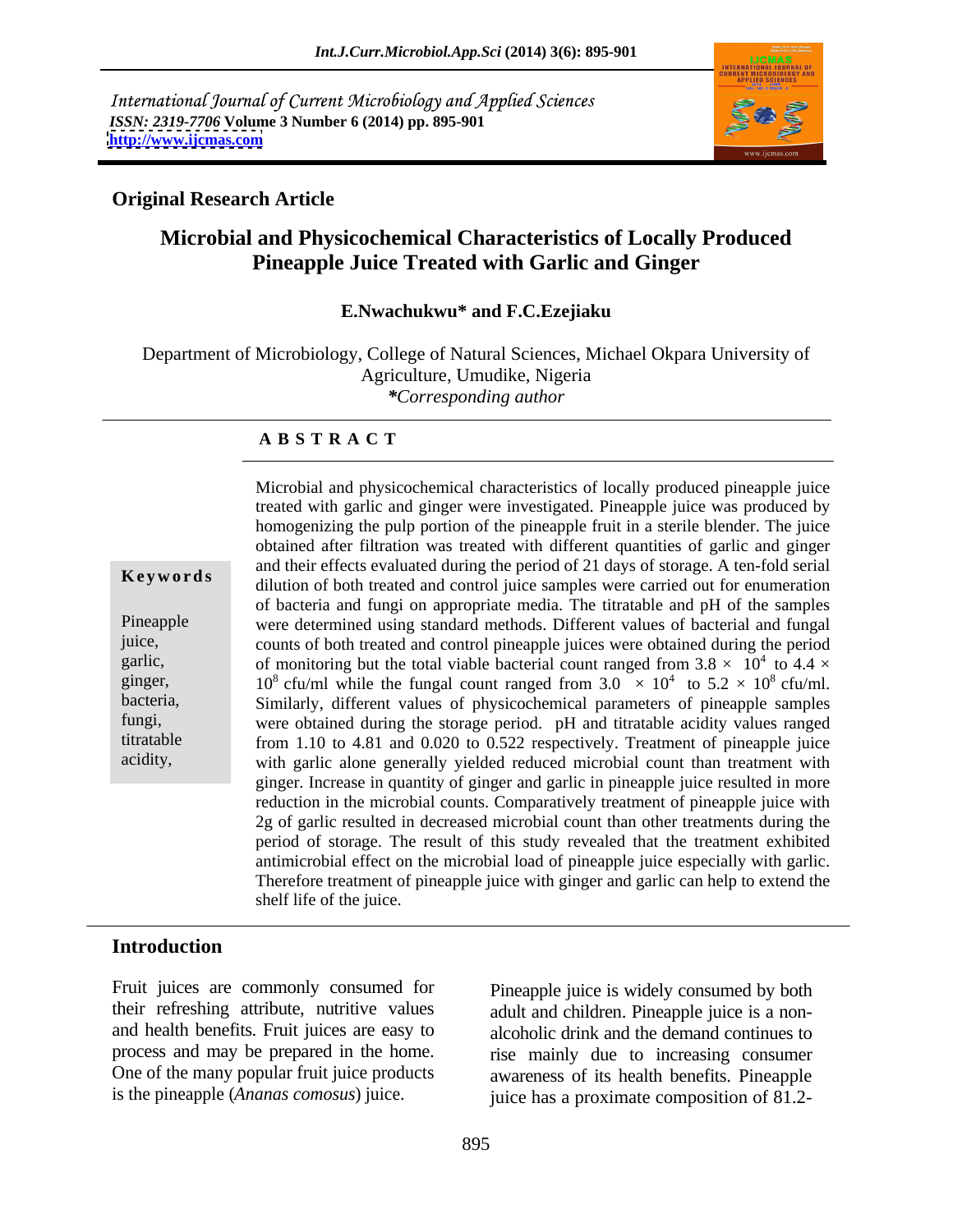International Journal of Current Microbiology and Applied Sciences
*ISSN: 2319-7706* **Volume 3 Number 6 (2014) pp. 895-901**
**http://www.ijcmas.com**

**Original Research Article**

# Microbial and Physicochemical Characteristics of Locally Produced Pineapple Juice Treated with Garlic and Ginger

**E.Nwachukwu\* and F.C.Ezejiaku**

Department of Microbiology, College of Natural Sciences, Michael Okpara University of Agriculture, Umudike, Nigeria
*\*Corresponding author*

## ABSTRACT

**Keywords**

Pineapple juice, garlic, ginger, bacteria, fungi, titratable acidity,

Microbial and physicochemical characteristics of locally produced pineapple juice treated with garlic and ginger were investigated. Pineapple juice was produced by homogenizing the pulp portion of the pineapple fruit in a sterile blender. The juice obtained after filtration was treated with different quantities of garlic and ginger and their effects evaluated during the period of 21 days of storage. A ten-fold serial dilution of both treated and control juice samples were carried out for enumeration of bacteria and fungi on appropriate media. The titratable and pH of the samples were determined using standard methods. Different values of bacterial and fungal counts of both treated and control pineapple juices were obtained during the period of monitoring but the total viable bacterial count ranged from $3.8 \times 10^4$ to $4.4 \times 10^8$ cfu/ml while the fungal count ranged from $3.0 \times 10^4$ to $5.2 \times 10^8$ cfu/ml. Similarly, different values of physicochemical parameters of pineapple samples were obtained during the storage period. pH and titratable acidity values ranged from 1.10 to 4.81 and 0.020 to 0.522 respectively. Treatment of pineapple juice with garlic alone generally yielded reduced microbial count than treatment with ginger. Increase in quantity of ginger and garlic in pineapple juice resulted in more reduction in the microbial counts. Comparatively treatment of pineapple juice with 2g of garlic resulted in decreased microbial count than other treatments during the period of storage. The result of this study revealed that the treatment exhibited antimicrobial effect on the microbial load of pineapple juice especially with garlic. Therefore treatment of pineapple juice with ginger and garlic can help to extend the shelf life of the juice.

## Introduction

Fruit juices are commonly consumed for their refreshing attribute, nutritive values and health benefits. Fruit juices are easy to process and may be prepared in the home. One of the many popular fruit juice products is the pineapple (*Ananas comosus*) juice.

Pineapple juice is widely consumed by both adult and children. Pineapple juice is a non-alcoholic drink and the demand continues to rise mainly due to increasing consumer awareness of its health benefits. Pineapple juice has a proximate composition of 81.2-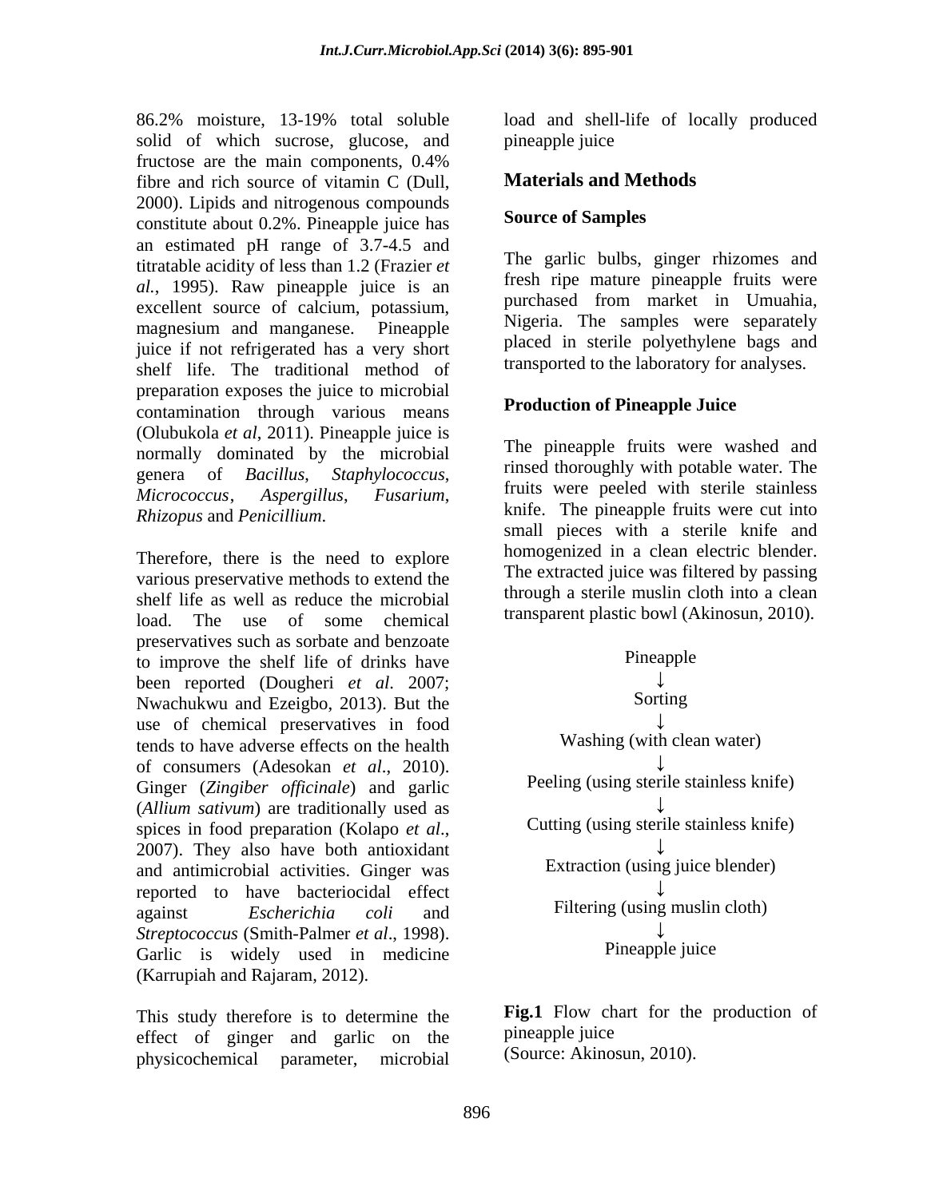86.2% moisture, 13-19% total soluble solid of which sucrose, glucose, and fructose are the main components, 0.4% fibre and rich source of vitamin C (Dull, 2000). Lipids and nitrogenous compounds constitute about 0.2%. Pineapple juice has an estimated pH range of 3.7-4.5 and titratable acidity of less than 1.2 (Frazier *et al.*, 1995). Raw pineapple juice is an excellent source of calcium, potassium, magnesium and manganese. Pineapple juice if not refrigerated has a very short shelf life. The traditional method of preparation exposes the juice to microbial contamination through various means (Olubukola *et al*, 2011). Pineapple juice is normally dominated by the microbial genera of *Bacillus*, *Staphylococcus*, *Micrococcus*, *Aspergillus*, *Fusarium*, *Rhizopus* and *Penicillium*.

Therefore, there is the need to explore various preservative methods to extend the shelf life as well as reduce the microbial load. The use of some chemical preservatives such as sorbate and benzoate to improve the shelf life of drinks have been reported (Dougheri *et al*. 2007; Nwachukwu and Ezeigbo, 2013). But the use of chemical preservatives in food tends to have adverse effects on the health of consumers (Adesokan *et al*., 2010). Ginger (*Zingiber officinale*) and garlic (*Allium sativum*) are traditionally used as spices in food preparation (Kolapo *et al*., 2007). They also have both antioxidant and antimicrobial activities. Ginger was reported to have bacteriocidal effect against *Escherichia coli* and *Streptococcus* (Smith-Palmer *et al*., 1998). Garlic is widely used in medicine (Karrupiah and Rajaram, 2012).

This study therefore is to determine the effect of ginger and garlic on the physicochemical parameter, microbial load and shell-life of locally produced pineapple juice

## Materials and Methods

### Source of Samples

The garlic bulbs, ginger rhizomes and fresh ripe mature pineapple fruits were purchased from market in Umuahia, Nigeria. The samples were separately placed in sterile polyethylene bags and transported to the laboratory for analyses.

### Production of Pineapple Juice

The pineapple fruits were washed and rinsed thoroughly with potable water. The fruits were peeled with sterile stainless knife. The pineapple fruits were cut into small pieces with a sterile knife and homogenized in a clean electric blender. The extracted juice was filtered by passing through a sterile muslin cloth into a clean transparent plastic bowl (Akinosun, 2010).

Pineapple
↓
Sorting
↓
Washing (with clean water)
↓
Peeling (using sterile stainless knife)
↓
Cutting (using sterile stainless knife)
↓
Extraction (using juice blender)
↓
Filtering (using muslin cloth)
↓
Pineapple juice

**Fig.1** Flow chart for the production of pineapple juice
(Source: Akinosun, 2010).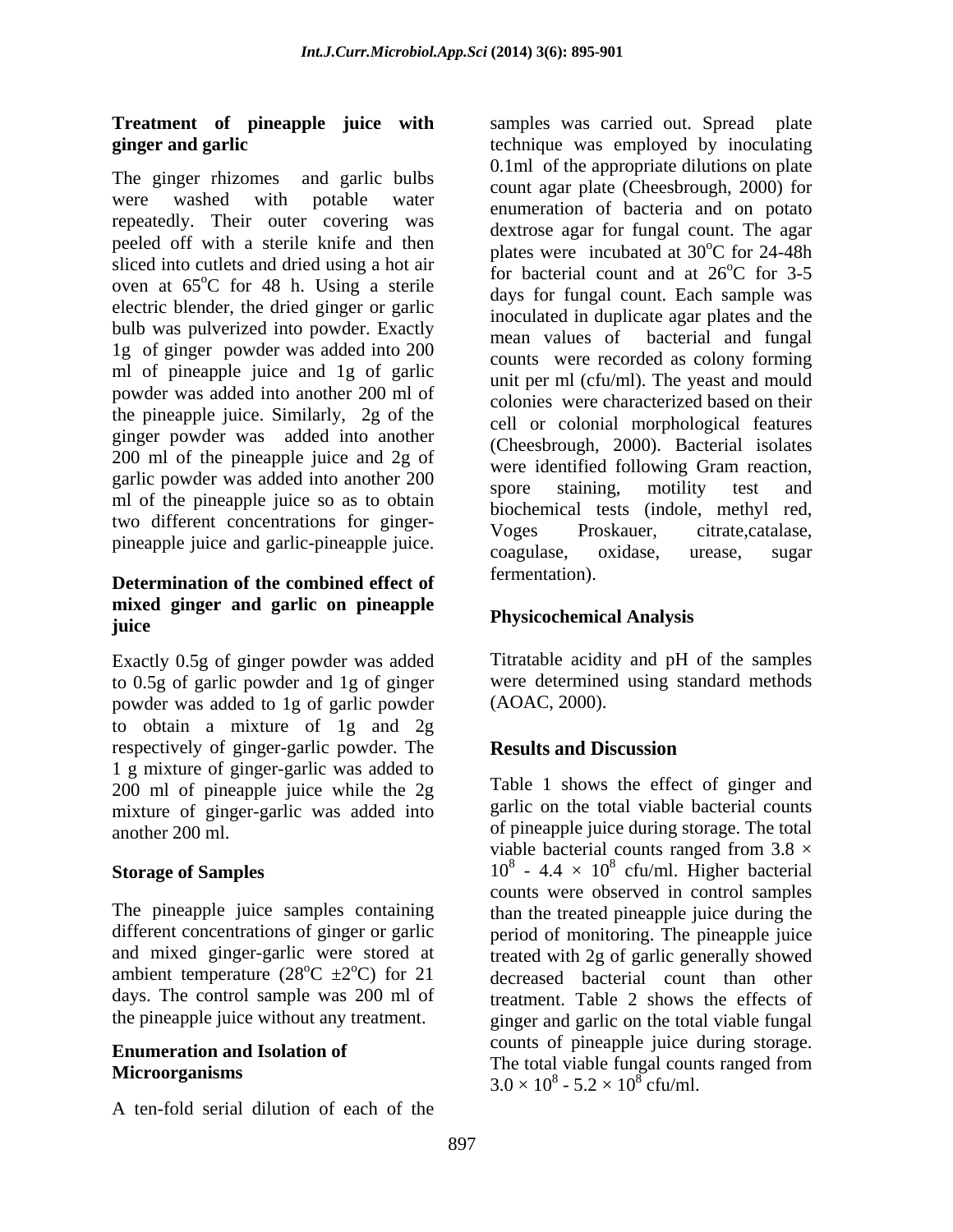### Treatment of pineapple juice with ginger and garlic

The ginger rhizomes and garlic bulbs were washed with potable water repeatedly. Their outer covering was peeled off with a sterile knife and then sliced into cutlets and dried using a hot air oven at 65°C for 48 h. Using a sterile electric blender, the dried ginger or garlic bulb was pulverized into powder. Exactly 1g of ginger powder was added into 200 ml of pineapple juice and 1g of garlic powder was added into another 200 ml of the pineapple juice. Similarly, 2g of the ginger powder was added into another 200 ml of the pineapple juice and 2g of garlic powder was added into another 200 ml of the pineapple juice so as to obtain two different concentrations for ginger-pineapple juice and garlic-pineapple juice.

### Determination of the combined effect of mixed ginger and garlic on pineapple juice

Exactly 0.5g of ginger powder was added to 0.5g of garlic powder and 1g of ginger powder was added to 1g of garlic powder to obtain a mixture of 1g and 2g respectively of ginger-garlic powder. The 1 g mixture of ginger-garlic was added to 200 ml of pineapple juice while the 2g mixture of ginger-garlic was added into another 200 ml.

### Storage of Samples

The pineapple juice samples containing different concentrations of ginger or garlic and mixed ginger-garlic were stored at ambient temperature (28°C ±2°C) for 21 days. The control sample was 200 ml of the pineapple juice without any treatment.

### Enumeration and Isolation of Microorganisms

A ten-fold serial dilution of each of the samples was carried out. Spread plate technique was employed by inoculating 0.1ml of the appropriate dilutions on plate count agar plate (Cheesbrough, 2000) for enumeration of bacteria and on potato dextrose agar for fungal count. The agar plates were incubated at 30°C for 24-48h for bacterial count and at 26°C for 3-5 days for fungal count. Each sample was inoculated in duplicate agar plates and the mean values of bacterial and fungal counts were recorded as colony forming unit per ml (cfu/ml). The yeast and mould colonies were characterized based on their cell or colonial morphological features (Cheesbrough, 2000). Bacterial isolates were identified following Gram reaction, spore staining, motility test and biochemical tests (indole, methyl red, Voges Proskauer, citrate,catalase, coagulase, oxidase, urease, sugar fermentation).

### Physicochemical Analysis

Titratable acidity and pH of the samples were determined using standard methods (AOAC, 2000).

## Results and Discussion

Table 1 shows the effect of ginger and garlic on the total viable bacterial counts of pineapple juice during storage. The total viable bacterial counts ranged from $3.8 \times 10^8$ - $4.4 \times 10^8$ cfu/ml. Higher bacterial counts were observed in control samples than the treated pineapple juice during the period of monitoring. The pineapple juice treated with 2g of garlic generally showed decreased bacterial count than other treatment. Table 2 shows the effects of ginger and garlic on the total viable fungal counts of pineapple juice during storage. The total viable fungal counts ranged from $3.0 \times 10^8$ - $5.2 \times 10^8$ cfu/ml.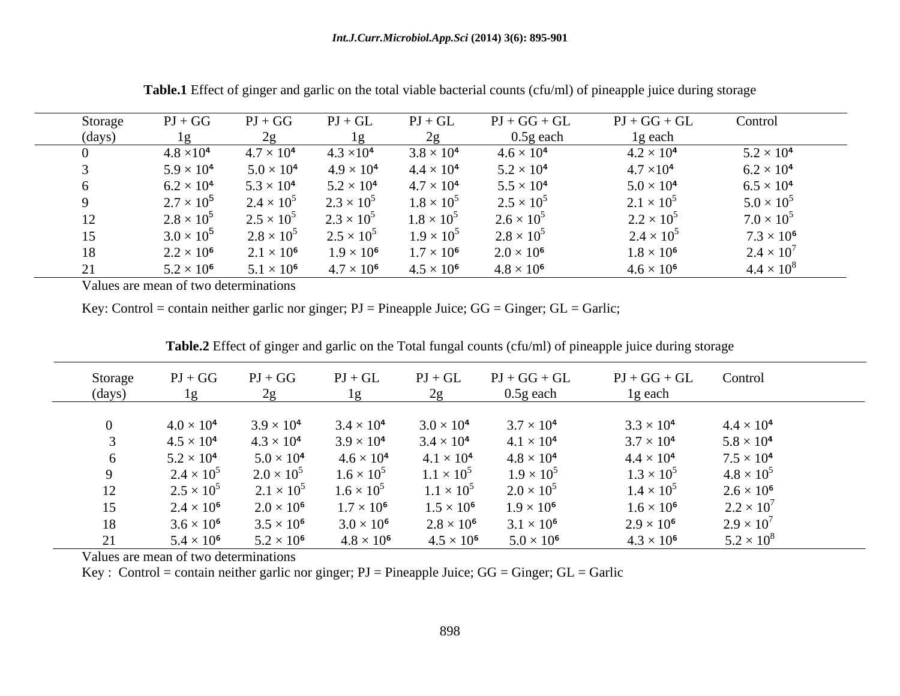**Table.1** Effect of ginger and garlic on the total viable bacterial counts (cfu/ml) of pineapple juice during storage

| Storage (days) | PJ + GG 1g | PJ + GG 2g | PJ + GL 1g | PJ + GL 2g | PJ + GG + GL 0.5g each | PJ + GG + GL 1g each | Control |
|---|---|---|---|---|---|---|---|
| 0 | $4.8 \times 10^4$ | $4.7 \times 10^4$ | $4.3 \times 10^4$ | $3.8 \times 10^4$ | $4.6 \times 10^4$ | $4.2 \times 10^4$ | $5.2 \times 10^4$ |
| 3 | $5.9 \times 10^4$ | $5.0 \times 10^4$ | $4.9 \times 10^4$ | $4.4 \times 10^4$ | $5.2 \times 10^4$ | $4.7 \times 10^4$ | $6.2 \times 10^4$ |
| 6 | $6.2 \times 10^4$ | $5.3 \times 10^4$ | $5.2 \times 10^4$ | $4.7 \times 10^4$ | $5.5 \times 10^4$ | $5.0 \times 10^4$ | $6.5 \times 10^4$ |
| 9 | $2.7 \times 10^5$ | $2.4 \times 10^5$ | $2.3 \times 10^5$ | $1.8 \times 10^5$ | $2.5 \times 10^5$ | $2.1 \times 10^5$ | $5.0 \times 10^5$ |
| 12 | $2.8 \times 10^5$ | $2.5 \times 10^5$ | $2.3 \times 10^5$ | $1.8 \times 10^5$ | $2.6 \times 10^5$ | $2.2 \times 10^5$ | $7.0 \times 10^5$ |
| 15 | $3.0 \times 10^5$ | $2.8 \times 10^5$ | $2.5 \times 10^5$ | $1.9 \times 10^5$ | $2.8 \times 10^5$ | $2.4 \times 10^5$ | $7.3 \times 10^6$ |
| 18 | $2.2 \times 10^6$ | $2.1 \times 10^6$ | $1.9 \times 10^6$ | $1.7 \times 10^6$ | $2.0 \times 10^6$ | $1.8 \times 10^6$ | $2.4 \times 10^7$ |
| 21 | $5.2 \times 10^6$ | $5.1 \times 10^6$ | $4.7 \times 10^6$ | $4.5 \times 10^6$ | $4.8 \times 10^6$ | $4.6 \times 10^6$ | $4.4 \times 10^8$ |

Values are mean of two determinations

Key: Control = contain neither garlic nor ginger; PJ = Pineapple Juice; GG = Ginger; GL = Garlic;

**Table.2** Effect of ginger and garlic on the Total fungal counts (cfu/ml) of pineapple juice during storage

| Storage (days) | PJ + GG 1g | PJ + GG 2g | PJ + GL 1g | PJ + GL 2g | PJ + GG + GL 0.5g each | PJ + GG + GL 1g each | Control |
|---|---|---|---|---|---|---|---|
| 0 | $4.0 \times 10^4$ | $3.9 \times 10^4$ | $3.4 \times 10^4$ | $3.0 \times 10^4$ | $3.7 \times 10^4$ | $3.3 \times 10^4$ | $4.4 \times 10^4$ |
| 3 | $4.5 \times 10^4$ | $4.3 \times 10^4$ | $3.9 \times 10^4$ | $3.4 \times 10^4$ | $4.1 \times 10^4$ | $3.7 \times 10^4$ | $5.8 \times 10^4$ |
| 6 | $5.2 \times 10^4$ | $5.0 \times 10^4$ | $4.6 \times 10^4$ | $4.1 \times 10^4$ | $4.8 \times 10^4$ | $4.4 \times 10^4$ | $7.5 \times 10^4$ |
| 9 | $2.4 \times 10^5$ | $2.0 \times 10^5$ | $1.6 \times 10^5$ | $1.1 \times 10^5$ | $1.9 \times 10^5$ | $1.3 \times 10^5$ | $4.8 \times 10^5$ |
| 12 | $2.5 \times 10^5$ | $2.1 \times 10^5$ | $1.6 \times 10^5$ | $1.1 \times 10^5$ | $2.0 \times 10^5$ | $1.4 \times 10^5$ | $2.6 \times 10^6$ |
| 15 | $2.4 \times 10^6$ | $2.0 \times 10^6$ | $1.7 \times 10^6$ | $1.5 \times 10^6$ | $1.9 \times 10^6$ | $1.6 \times 10^6$ | $2.2 \times 10^7$ |
| 18 | $3.6 \times 10^6$ | $3.5 \times 10^6$ | $3.0 \times 10^6$ | $2.8 \times 10^6$ | $3.1 \times 10^6$ | $2.9 \times 10^6$ | $2.9 \times 10^7$ |
| 21 | $5.4 \times 10^6$ | $5.2 \times 10^6$ | $4.8 \times 10^6$ | $4.5 \times 10^6$ | $5.0 \times 10^6$ | $4.3 \times 10^6$ | $5.2 \times 10^8$ |

Values are mean of two determinations

Key : Control = contain neither garlic nor ginger; PJ = Pineapple Juice; GG = Ginger; GL = Garlic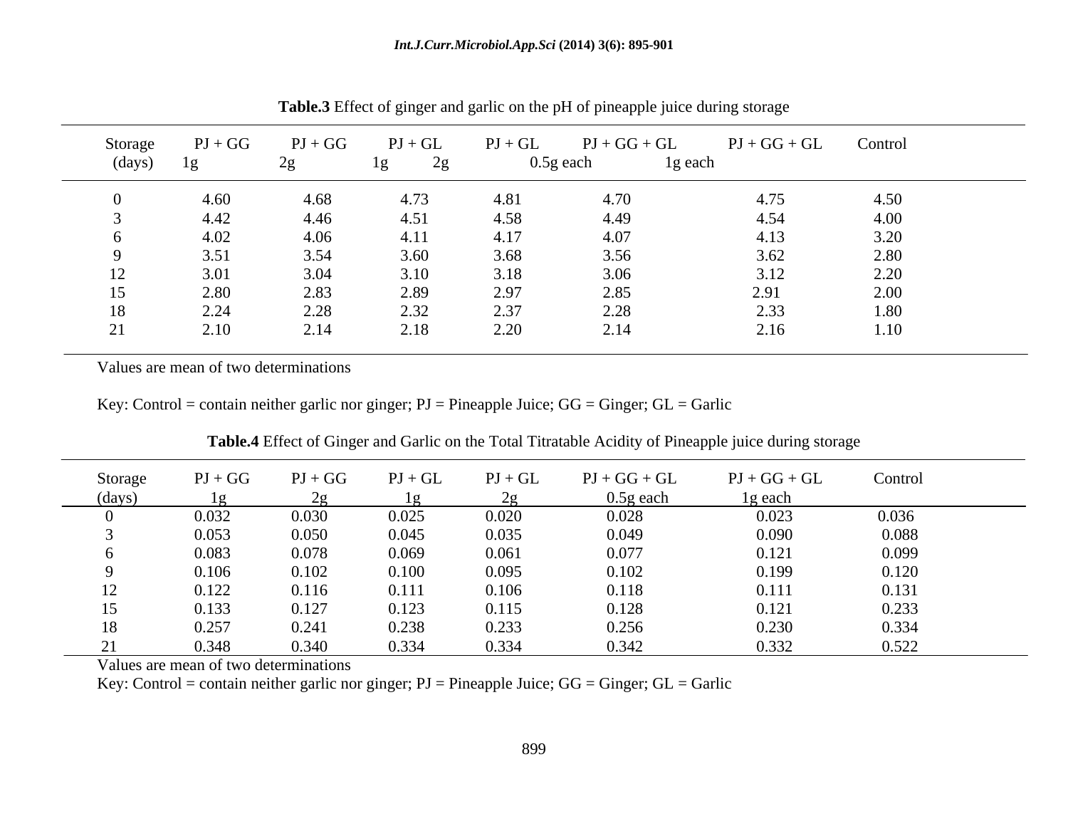**Table.3** Effect of ginger and garlic on the pH of pineapple juice during storage

| Storage (days) | PJ + GG 1g | PJ + GG 2g | PJ + GL 1g | PJ + GL 2g | PJ + GG + GL 0.5g each | PJ + GG + GL 1g each | Control |
|---|---|---|---|---|---|---|---|
| 0 | 4.60 | 4.68 | 4.73 | 4.81 | 4.70 | 4.75 | 4.50 |
| 3 | 4.42 | 4.46 | 4.51 | 4.58 | 4.49 | 4.54 | 4.00 |
| 6 | 4.02 | 4.06 | 4.11 | 4.17 | 4.07 | 4.13 | 3.20 |
| 9 | 3.51 | 3.54 | 3.60 | 3.68 | 3.56 | 3.62 | 2.80 |
| 12 | 3.01 | 3.04 | 3.10 | 3.18 | 3.06 | 3.12 | 2.20 |
| 15 | 2.80 | 2.83 | 2.89 | 2.97 | 2.85 | 2.91 | 2.00 |
| 18 | 2.24 | 2.28 | 2.32 | 2.37 | 2.28 | 2.33 | 1.80 |
| 21 | 2.10 | 2.14 | 2.18 | 2.20 | 2.14 | 2.16 | 1.10 |

Values are mean of two determinations

Key: Control = contain neither garlic nor ginger; PJ = Pineapple Juice; GG = Ginger; GL = Garlic

**Table.4** Effect of Ginger and Garlic on the Total Titratable Acidity of Pineapple juice during storage

| Storage (days) | PJ + GG 1g | PJ + GG 2g | PJ + GL 1g | PJ + GL 2g | PJ + GG + GL 0.5g each | PJ + GG + GL 1g each | Control |
|---|---|---|---|---|---|---|---|
| 0 | 0.032 | 0.030 | 0.025 | 0.020 | 0.028 | 0.023 | 0.036 |
| 3 | 0.053 | 0.050 | 0.045 | 0.035 | 0.049 | 0.090 | 0.088 |
| 6 | 0.083 | 0.078 | 0.069 | 0.061 | 0.077 | 0.121 | 0.099 |
| 9 | 0.106 | 0.102 | 0.100 | 0.095 | 0.102 | 0.199 | 0.120 |
| 12 | 0.122 | 0.116 | 0.111 | 0.106 | 0.118 | 0.111 | 0.131 |
| 15 | 0.133 | 0.127 | 0.123 | 0.115 | 0.128 | 0.121 | 0.233 |
| 18 | 0.257 | 0.241 | 0.238 | 0.233 | 0.256 | 0.230 | 0.334 |
| 21 | 0.348 | 0.340 | 0.334 | 0.334 | 0.342 | 0.332 | 0.522 |

Values are mean of two determinations

Key: Control = contain neither garlic nor ginger; PJ = Pineapple Juice; GG = Ginger; GL = Garlic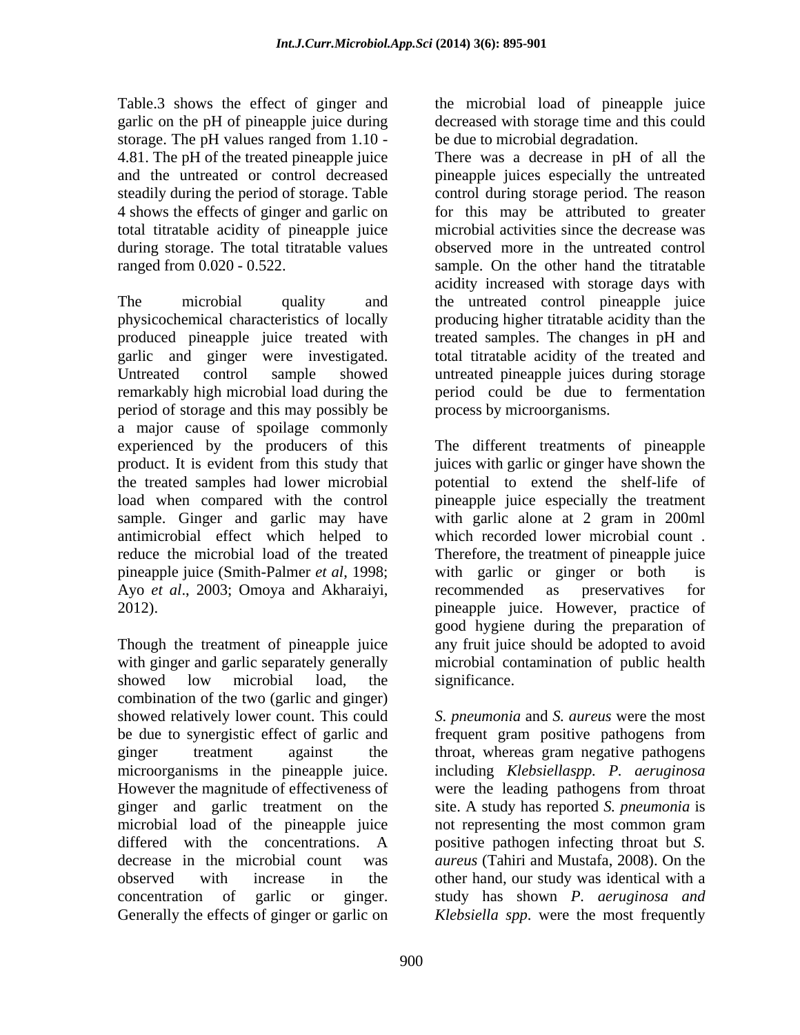Table.3 shows the effect of ginger and garlic on the pH of pineapple juice during storage. The pH values ranged from 1.10 - 4.81. The pH of the treated pineapple juice and the untreated or control decreased steadily during the period of storage. Table 4 shows the effects of ginger and garlic on total titratable acidity of pineapple juice during storage. The total titratable values ranged from 0.020 - 0.522.

The microbial quality and physicochemical characteristics of locally produced pineapple juice treated with garlic and ginger were investigated. Untreated control sample showed remarkably high microbial load during the period of storage and this may possibly be a major cause of spoilage commonly experienced by the producers of this product. It is evident from this study that the treated samples had lower microbial load when compared with the control sample. Ginger and garlic may have antimicrobial effect which helped to reduce the microbial load of the treated pineapple juice (Smith-Palmer *et al*, 1998; Ayo *et al*., 2003; Omoya and Akharaiyi, 2012).

Though the treatment of pineapple juice with ginger and garlic separately generally showed low microbial load, the combination of the two (garlic and ginger) showed relatively lower count. This could be due to synergistic effect of garlic and ginger treatment against the microorganisms in the pineapple juice. However the magnitude of effectiveness of ginger and garlic treatment on the microbial load of the pineapple juice differed with the concentrations. A decrease in the microbial count was observed with increase in the concentration of garlic or ginger. Generally the effects of ginger or garlic on the microbial load of pineapple juice decreased with storage time and this could be due to microbial degradation.

There was a decrease in pH of all the pineapple juices especially the untreated control during storage period. The reason for this may be attributed to greater microbial activities since the decrease was observed more in the untreated control sample. On the other hand the titratable acidity increased with storage days with the untreated control pineapple juice producing higher titratable acidity than the treated samples. The changes in pH and total titratable acidity of the treated and untreated pineapple juices during storage period could be due to fermentation process by microorganisms.

The different treatments of pineapple juices with garlic or ginger have shown the potential to extend the shelf-life of pineapple juice especially the treatment with garlic alone at 2 gram in 200ml which recorded lower microbial count . Therefore, the treatment of pineapple juice with garlic or ginger or both is recommended as preservatives for pineapple juice. However, practice of good hygiene during the preparation of any fruit juice should be adopted to avoid microbial contamination of public health significance.

*S. pneumonia* and *S. aureus* were the most frequent gram positive pathogens from throat, whereas gram negative pathogens including *Klebsiellaspp. P. aeruginosa* were the leading pathogens from throat site. A study has reported *S. pneumonia* is not representing the most common gram positive pathogen infecting throat but *S. aureus* (Tahiri and Mustafa, 2008). On the other hand, our study was identical with a study has shown *P. aeruginosa and Klebsiella spp*. were the most frequently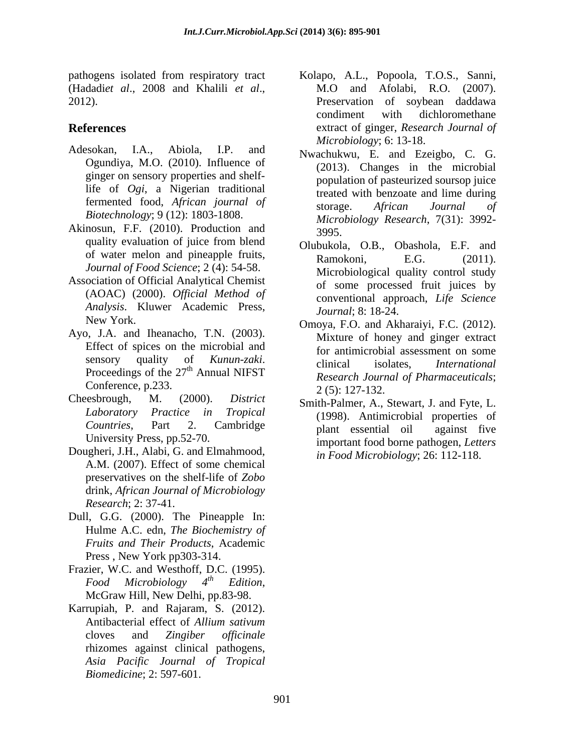pathogens isolated from respiratory tract (Hadadi*et al*., 2008 and Khalili *et al*., 2012).

## References

Adesokan, I.A., Abiola, I.P. and Ogundiya, M.O. (2010). Influence of ginger on sensory properties and shelf-life of *Ogi*, a Nigerian traditional fermented food, *African journal of Biotechnology*; 9 (12): 1803-1808.

Akinosun, F.F. (2010). Production and quality evaluation of juice from blend of water melon and pineapple fruits, *Journal of Food Science*; 2 (4): 54-58.

Association of Official Analytical Chemist (AOAC) (2000). *Official Method of Analysis*. Kluwer Academic Press, New York.

Ayo, J.A. and Iheanacho, T.N. (2003). Effect of spices on the microbial and sensory quality of *Kunun-zaki*. Proceedings of the 27th Annual NIFST Conference, p.233.

Cheesbrough, M. (2000). *District Laboratory Practice in Tropical Countries*, Part 2. Cambridge University Press, pp.52-70.

Dougheri, J.H., Alabi, G. and Elmahmood, A.M. (2007). Effect of some chemical preservatives on the shelf-life of *Zobo* drink, *African Journal of Microbiology Research*; 2: 37-41.

Dull, G.G. (2000). The Pineapple In: Hulme A.C. edn, *The Biochemistry of Fruits and Their Products*, Academic Press , New York pp303-314.

Frazier, W.C. and Westhoff, D.C. (1995). *Food Microbiology 4th Edition*, McGraw Hill, New Delhi, pp.83-98.

Karrupiah, P. and Rajaram, S. (2012). Antibacterial effect of *Allium sativum* cloves and *Zingiber officinale* rhizomes against clinical pathogens, *Asia Pacific Journal of Tropical Biomedicine*; 2: 597-601.

Kolapo, A.L., Popoola, T.O.S., Sanni, M.O and Afolabi, R.O. (2007). Preservation of soybean daddawa condiment with dichloromethane extract of ginger, *Research Journal of Microbiology*; 6: 13-18.

Nwachukwu, E. and Ezeigbo, C. G. (2013). Changes in the microbial population of pasteurized soursop juice treated with benzoate and lime during storage. *African Journal of Microbiology Research*, 7(31): 3992-3995.

Olubukola, O.B., Obashola, E.F. and Ramokoni, E.G. (2011). Microbiological quality control study of some processed fruit juices by conventional approach, *Life Science Journal*; 8: 18-24.

Omoya, F.O. and Akharaiyi, F.C. (2012). Mixture of honey and ginger extract for antimicrobial assessment on some clinical isolates, *International Research Journal of Pharmaceuticals*; 2 (5): 127-132.

Smith-Palmer, A., Stewart, J. and Fyte, L. (1998). Antimicrobial properties of plant essential oil against five important food borne pathogen, *Letters in Food Microbiology*; 26: 112-118.